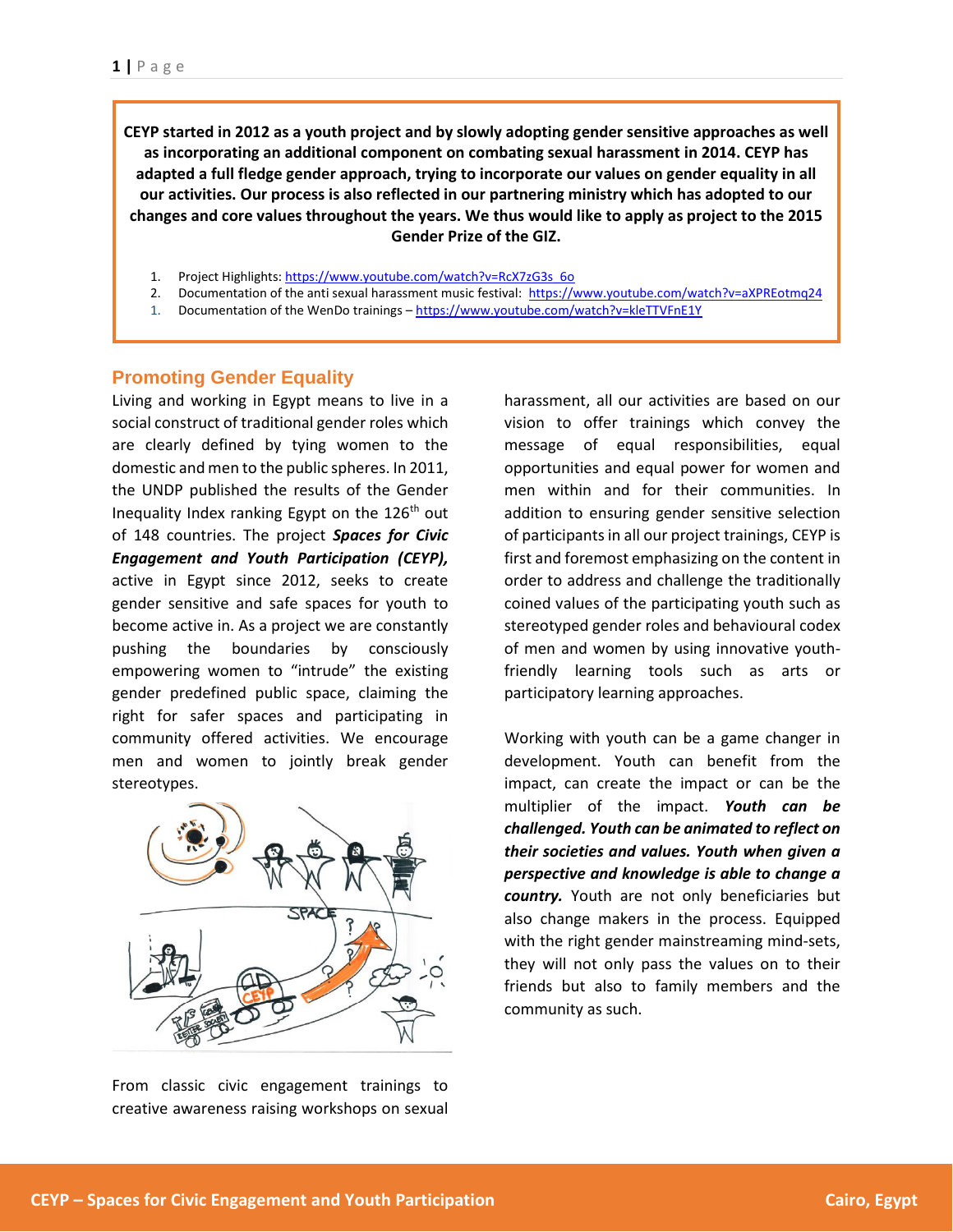**CEYP started in 2012 as a youth project and by slowly adopting gender sensitive approaches as well as incorporating an additional component on combating sexual harassment in 2014. CEYP has adapted a full fledge gender approach, trying to incorporate our values on gender equality in all our activities. Our process is also reflected in our partnering ministry which has adopted to our changes and core values throughout the years. We thus would like to apply as project to the 2015 Gender Prize of the GIZ.**

1. Project Highlights: https://www.youtube.com/watch?v=RcX7zG3s_6o
2. Documentation of the anti sexual harassment music festival: https://www.youtube.com/watch?v=aXPREotmq24
1. Documentation of the WenDo trainings – https://www.youtube.com/watch?v=kleTTVFnE1Y

## Promoting Gender Equality

Living and working in Egypt means to live in a social construct of traditional gender roles which are clearly defined by tying women to the domestic and men to the public spheres. In 2011, the UNDP published the results of the Gender Inequality Index ranking Egypt on the 126th out of 148 countries. The project ***Spaces for Civic Engagement and Youth Participation (CEYP),*** active in Egypt since 2012, seeks to create gender sensitive and safe spaces for youth to become active in. As a project we are constantly pushing the boundaries by consciously empowering women to "intrude" the existing gender predefined public space, claiming the right for safer spaces and participating in community offered activities. We encourage men and women to jointly break gender stereotypes.

From classic civic engagement trainings to creative awareness raising workshops on sexual harassment, all our activities are based on our vision to offer trainings which convey the message of equal responsibilities, equal opportunities and equal power for women and men within and for their communities. In addition to ensuring gender sensitive selection of participants in all our project trainings, CEYP is first and foremost emphasizing on the content in order to address and challenge the traditionally coined values of the participating youth such as stereotyped gender roles and behavioural codex of men and women by using innovative youth-friendly learning tools such as arts or participatory learning approaches.

Working with youth can be a game changer in development. Youth can benefit from the impact, can create the impact or can be the multiplier of the impact. ***Youth can be challenged. Youth can be animated to reflect on their societies and values. Youth when given a perspective and knowledge is able to change a country.*** Youth are not only beneficiaries but also change makers in the process. Equipped with the right gender mainstreaming mind-sets, they will not only pass the values on to their friends but also to family members and the community as such.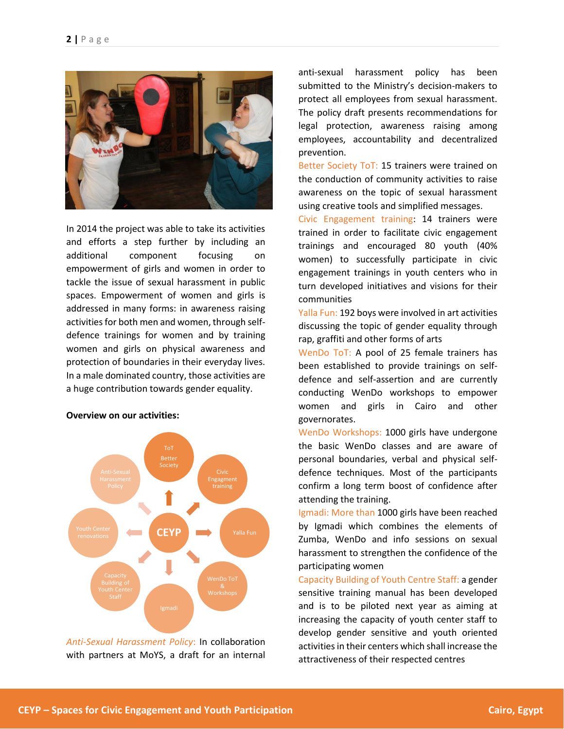In 2014 the project was able to take its activities and efforts a step further by including an additional component focusing on empowerment of girls and women in order to tackle the issue of sexual harassment in public spaces. Empowerment of women and girls is addressed in many forms: in awareness raising activities for both men and women, through self-defence trainings for women and by training women and girls on physical awareness and protection of boundaries in their everyday lives. In a male dominated country, those activities are a huge contribution towards gender equality.

**Overview on our activities:**

CEYP

ToT Better Society

Civic Engagment training

Yalla Fun

WenDo ToT & Workshops

Igmadi

Capacity Building of Youth Center Staff

Youth Center renovations

Anti-Sexual Harassment Policy

*Anti-Sexual Harassment Policy*: In collaboration with partners at MoYS, a draft for an internal anti-sexual harassment policy has been submitted to the Ministry's decision-makers to protect all employees from sexual harassment. The policy draft presents recommendations for legal protection, awareness raising among employees, accountability and decentralized prevention.

Better Society ToT: 15 trainers were trained on the conduction of community activities to raise awareness on the topic of sexual harassment using creative tools and simplified messages.

Civic Engagement training: 14 trainers were trained in order to facilitate civic engagement trainings and encouraged 80 youth (40% women) to successfully participate in civic engagement trainings in youth centers who in turn developed initiatives and visions for their communities

Yalla Fun: 192 boys were involved in art activities discussing the topic of gender equality through rap, graffiti and other forms of arts

WenDo ToT: A pool of 25 female trainers has been established to provide trainings on self-defence and self-assertion and are currently conducting WenDo workshops to empower women and girls in Cairo and other governorates.

WenDo Workshops: 1000 girls have undergone the basic WenDo classes and are aware of personal boundaries, verbal and physical self-defence techniques. Most of the participants confirm a long term boost of confidence after attending the training.

Igmadi: More than 1000 girls have been reached by Igmadi which combines the elements of Zumba, WenDo and info sessions on sexual harassment to strengthen the confidence of the participating women

Capacity Building of Youth Centre Staff: a gender sensitive training manual has been developed and is to be piloted next year as aiming at increasing the capacity of youth center staff to develop gender sensitive and youth oriented activities in their centers which shall increase the attractiveness of their respected centres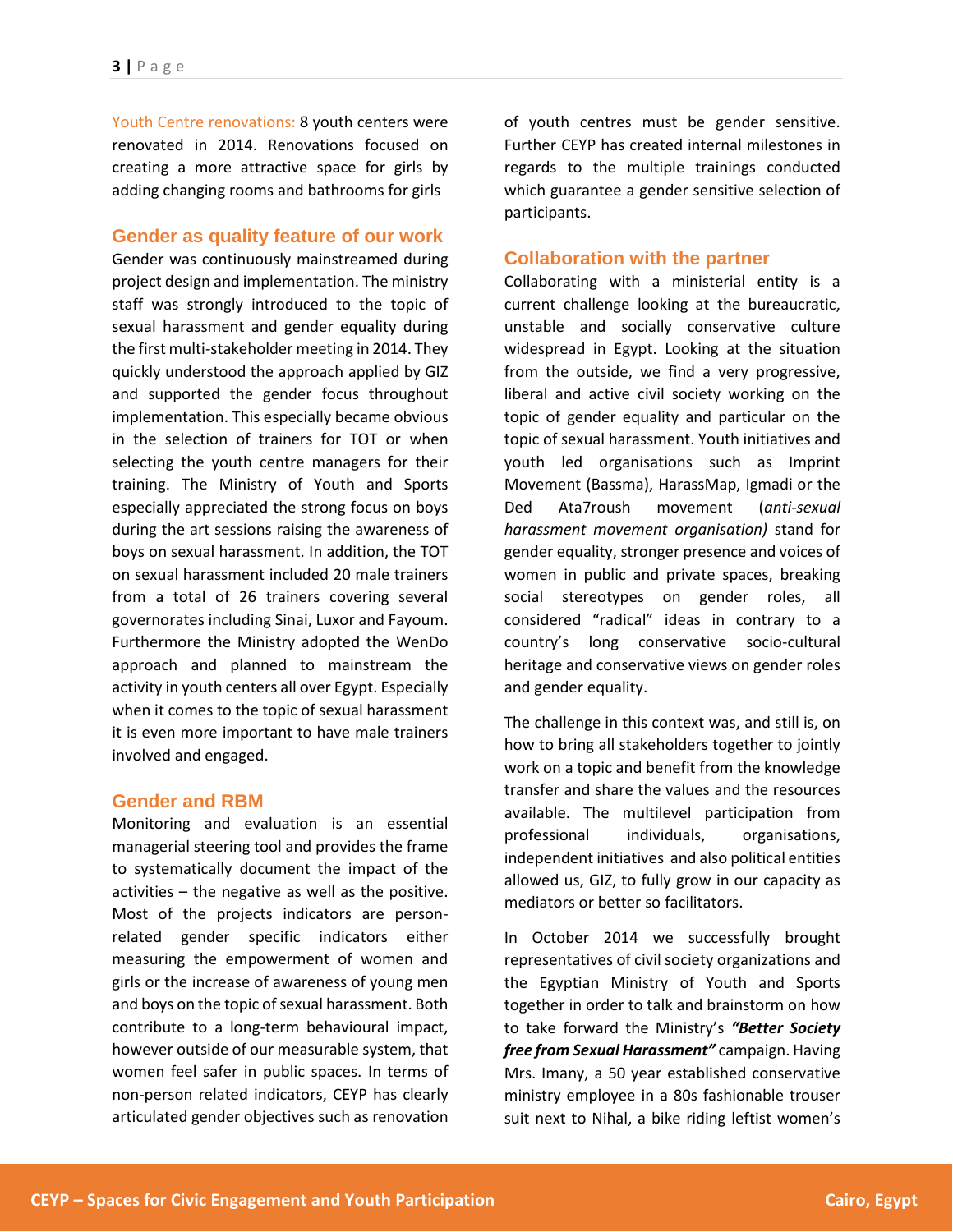Youth Centre renovations: 8 youth centers were renovated in 2014. Renovations focused on creating a more attractive space for girls by adding changing rooms and bathrooms for girls

## Gender as quality feature of our work

Gender was continuously mainstreamed during project design and implementation. The ministry staff was strongly introduced to the topic of sexual harassment and gender equality during the first multi-stakeholder meeting in 2014. They quickly understood the approach applied by GIZ and supported the gender focus throughout implementation. This especially became obvious in the selection of trainers for TOT or when selecting the youth centre managers for their training. The Ministry of Youth and Sports especially appreciated the strong focus on boys during the art sessions raising the awareness of boys on sexual harassment. In addition, the TOT on sexual harassment included 20 male trainers from a total of 26 trainers covering several governorates including Sinai, Luxor and Fayoum. Furthermore the Ministry adopted the WenDo approach and planned to mainstream the activity in youth centers all over Egypt. Especially when it comes to the topic of sexual harassment it is even more important to have male trainers involved and engaged.

## Gender and RBM

Monitoring and evaluation is an essential managerial steering tool and provides the frame to systematically document the impact of the activities – the negative as well as the positive. Most of the projects indicators are person-related gender specific indicators either measuring the empowerment of women and girls or the increase of awareness of young men and boys on the topic of sexual harassment. Both contribute to a long-term behavioural impact, however outside of our measurable system, that women feel safer in public spaces. In terms of non-person related indicators, CEYP has clearly articulated gender objectives such as renovation of youth centres must be gender sensitive. Further CEYP has created internal milestones in regards to the multiple trainings conducted which guarantee a gender sensitive selection of participants.

## Collaboration with the partner

Collaborating with a ministerial entity is a current challenge looking at the bureaucratic, unstable and socially conservative culture widespread in Egypt. Looking at the situation from the outside, we find a very progressive, liberal and active civil society working on the topic of gender equality and particular on the topic of sexual harassment. Youth initiatives and youth led organisations such as Imprint Movement (Bassma), HarassMap, Igmadi or the Ded Ata7roush movement (*anti-sexual harassment movement organisation)* stand for gender equality, stronger presence and voices of women in public and private spaces, breaking social stereotypes on gender roles, all considered "radical" ideas in contrary to a country's long conservative socio-cultural heritage and conservative views on gender roles and gender equality.

The challenge in this context was, and still is, on how to bring all stakeholders together to jointly work on a topic and benefit from the knowledge transfer and share the values and the resources available. The multilevel participation from professional individuals, organisations, independent initiatives and also political entities allowed us, GIZ, to fully grow in our capacity as mediators or better so facilitators.

In October 2014 we successfully brought representatives of civil society organizations and the Egyptian Ministry of Youth and Sports together in order to talk and brainstorm on how to take forward the Ministry's ***"Better Society free from Sexual Harassment"*** campaign. Having Mrs. Imany, a 50 year established conservative ministry employee in a 80s fashionable trouser suit next to Nihal, a bike riding leftist women's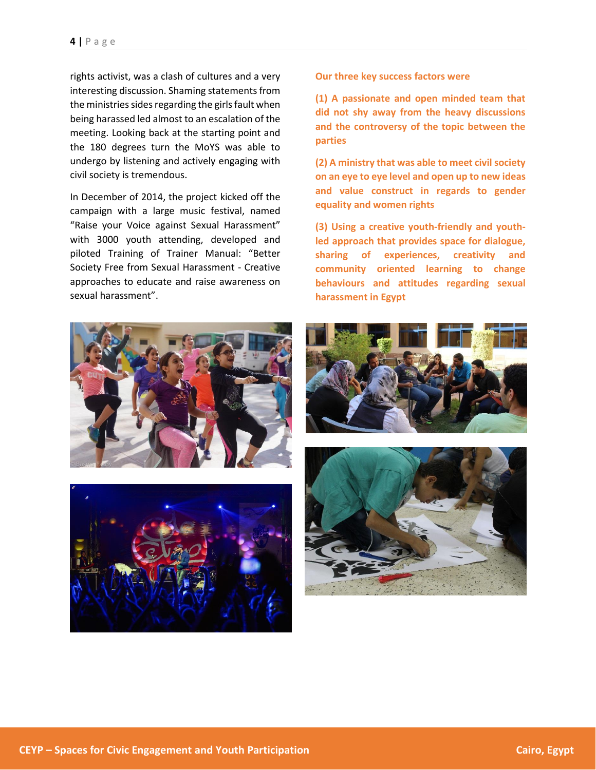rights activist, was a clash of cultures and a very interesting discussion. Shaming statements from the ministries sides regarding the girls fault when being harassed led almost to an escalation of the meeting. Looking back at the starting point and the 180 degrees turn the MoYS was able to undergo by listening and actively engaging with civil society is tremendous.

In December of 2014, the project kicked off the campaign with a large music festival, named "Raise your Voice against Sexual Harassment" with 3000 youth attending, developed and piloted Training of Trainer Manual: "Better Society Free from Sexual Harassment - Creative approaches to educate and raise awareness on sexual harassment".

**Our three key success factors were**

**(1) A passionate and open minded team that did not shy away from the heavy discussions and the controversy of the topic between the parties**

**(2) A ministry that was able to meet civil society on an eye to eye level and open up to new ideas and value construct in regards to gender equality and women rights**

**(3) Using a creative youth-friendly and youth-led approach that provides space for dialogue, sharing of experiences, creativity and community oriented learning to change behaviours and attitudes regarding sexual harassment in Egypt**